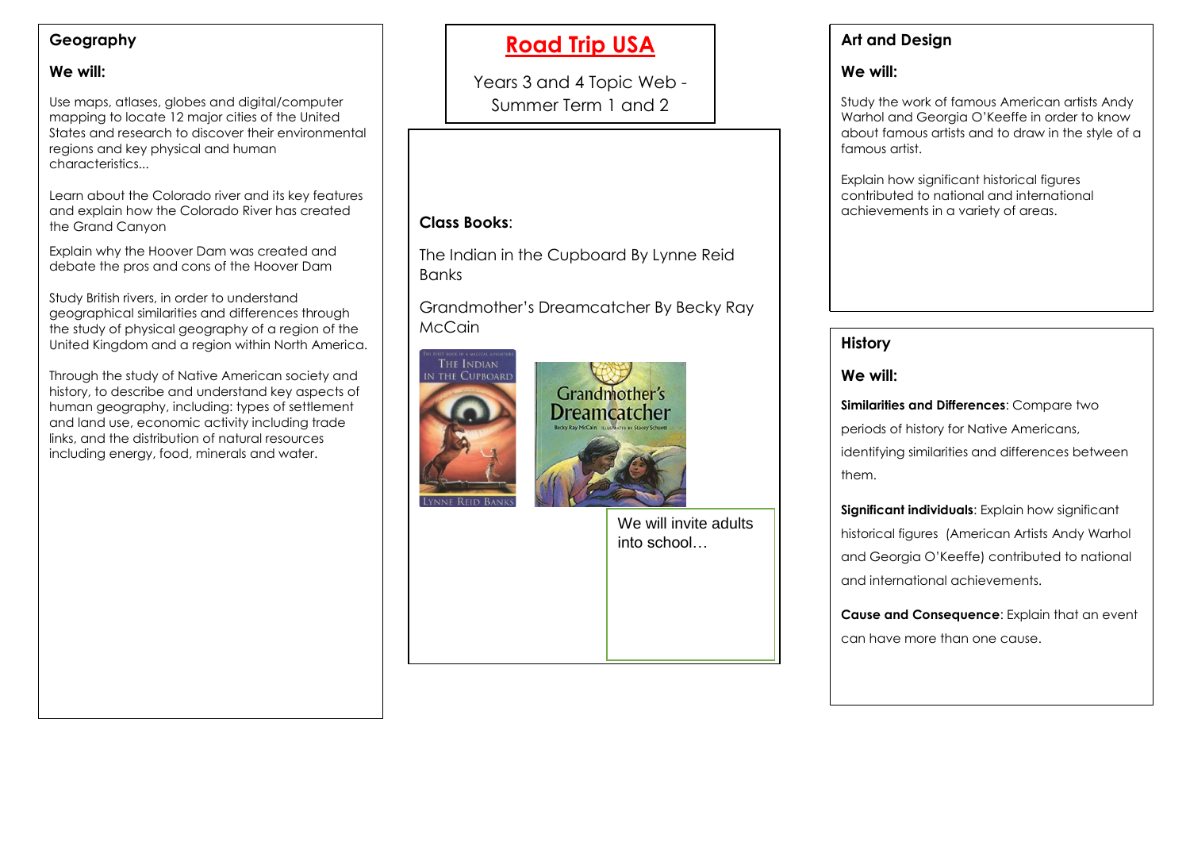# Road Trip USA

Years 3 and 4 Topic Web - Summer Term 1 and 2

## Geography

### We will:

Use maps, atlases, globes and digital/computer mapping to locate 12 major cities of the United States and research to discover their environmental regions and key physical and human characteristics...

Learn about the Colorado river and its key features and explain how the Colorado River has created the Grand Canyon

Explain why the Hoover Dam was created and debate the pros and cons of the Hoover Dam

Study British rivers, in order to understand geographical similarities and differences through the study of physical geography of a region of the United Kingdom and a region within North America.

Through the study of Native American society and history, to describe and understand key aspects of human geography, including: types of settlement and land use, economic activity including trade links, and the distribution of natural resources including energy, food, minerals and water.

## Class Books:

The Indian in the Cupboard By Lynne Reid Banks

Grandmother's Dreamcatcher By Becky Ray McCain

We will invite adults into school…

## Art and Design

### We will:

Study the work of famous American artists Andy Warhol and Georgia O'Keeffe in order to know about famous artists and to draw in the style of a famous artist.

Explain how significant historical figures contributed to national and international achievements in a variety of areas.

## History

### We will:

**Similarities and Differences**: Compare two periods of history for Native Americans, identifying similarities and differences between them.

**Significant individuals**: Explain how significant historical figures (American Artists Andy Warhol and Georgia O'Keeffe) contributed to national and international achievements.

**Cause and Consequence**: Explain that an event can have more than one cause.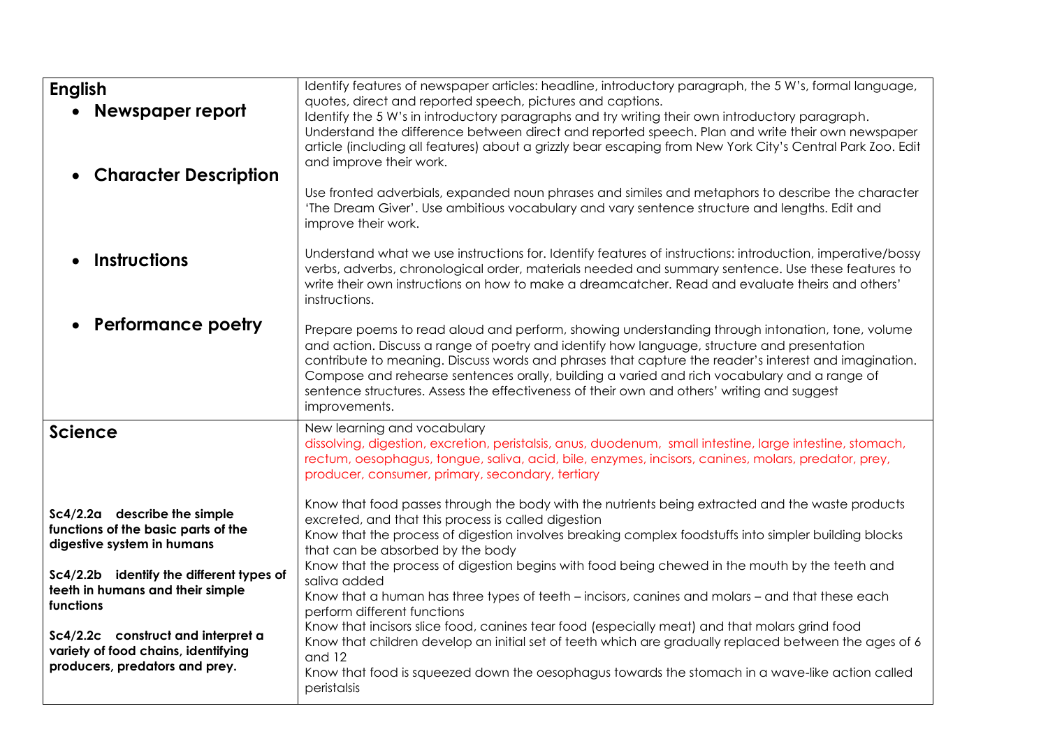| | |
|---|---|
| **English**<br>• **Newspaper report** | Identify features of newspaper articles: headline, introductory paragraph, the 5 W's, formal language, quotes, direct and reported speech, pictures and captions.<br>Identify the 5 W's in introductory paragraphs and try writing their own introductory paragraph.<br>Understand the difference between direct and reported speech. Plan and write their own newspaper article (including all features) about a grizzly bear escaping from New York City's Central Park Zoo. Edit and improve their work. |
| • **Character Description** | Use fronted adverbials, expanded noun phrases and similes and metaphors to describe the character 'The Dream Giver'. Use ambitious vocabulary and vary sentence structure and lengths. Edit and improve their work. |
| • **Instructions** | Understand what we use instructions for. Identify features of instructions: introduction, imperative/bossy verbs, adverbs, chronological order, materials needed and summary sentence. Use these features to write their own instructions on how to make a dreamcatcher. Read and evaluate theirs and others' instructions. |
| • **Performance poetry** | Prepare poems to read aloud and perform, showing understanding through intonation, tone, volume and action. Discuss a range of poetry and identify how language, structure and presentation contribute to meaning. Discuss words and phrases that capture the reader's interest and imagination. Compose and rehearse sentences orally, building a varied and rich vocabulary and a range of sentence structures. Assess the effectiveness of their own and others' writing and suggest improvements. |
| **Science** | New learning and vocabulary<br>dissolving, digestion, excretion, peristalsis, anus, duodenum, small intestine, large intestine, stomach, rectum, oesophagus, tongue, saliva, acid, bile, enzymes, incisors, canines, molars, predator, prey, producer, consumer, primary, secondary, tertiary |
| **Sc4/2.2a describe the simple functions of the basic parts of the digestive system in humans**<br><br>**Sc4/2.2b identify the different types of teeth in humans and their simple functions**<br><br>**Sc4/2.2c construct and interpret a variety of food chains, identifying producers, predators and prey.** | Know that food passes through the body with the nutrients being extracted and the waste products excreted, and that this process is called digestion<br>Know that the process of digestion involves breaking complex foodstuffs into simpler building blocks that can be absorbed by the body<br>Know that the process of digestion begins with food being chewed in the mouth by the teeth and saliva added<br>Know that a human has three types of teeth – incisors, canines and molars – and that these each perform different functions<br>Know that incisors slice food, canines tear food (especially meat) and that molars grind food<br>Know that children develop an initial set of teeth which are gradually replaced between the ages of 6 and 12<br>Know that food is squeezed down the oesophagus towards the stomach in a wave-like action called peristalsis |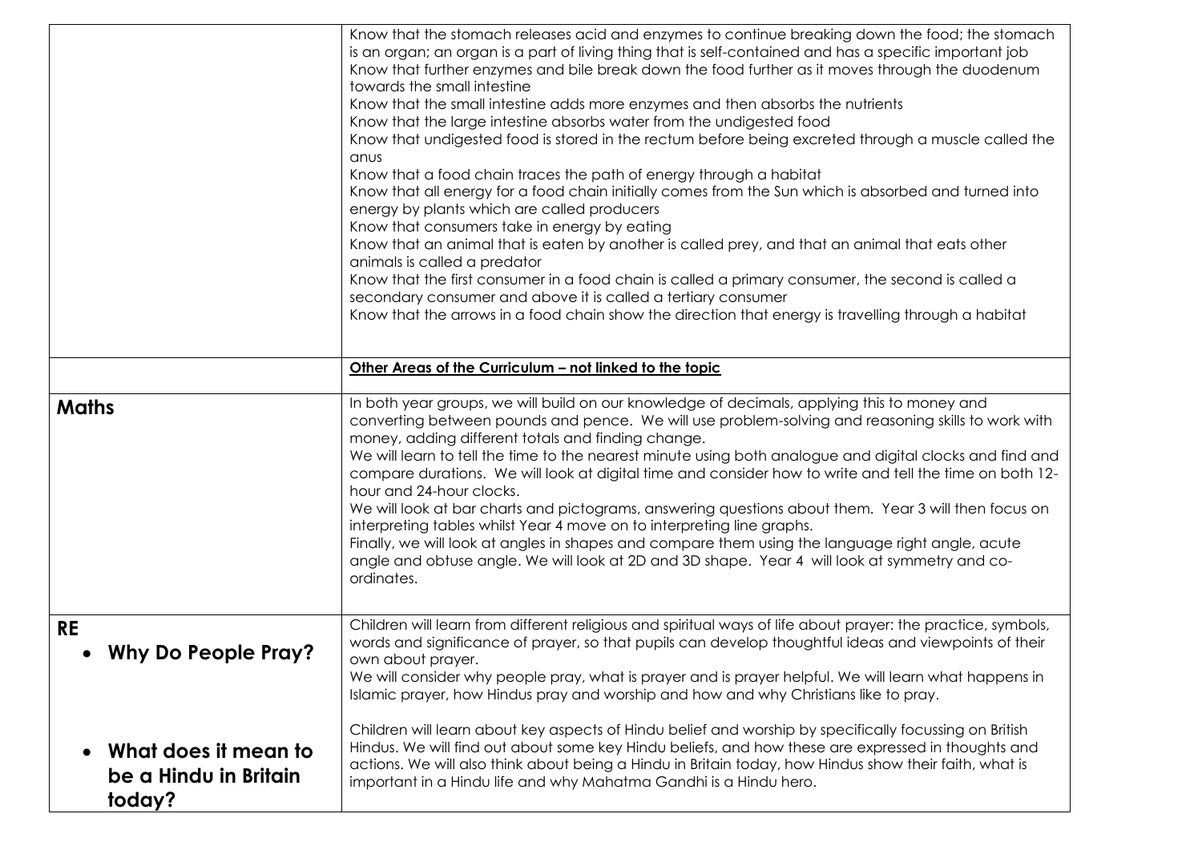| | |
|---|---|
| | Know that the stomach releases acid and enzymes to continue breaking down the food; the stomach is an organ; an organ is a part of living thing that is self-contained and has a specific important job<br>Know that further enzymes and bile break down the food further as it moves through the duodenum towards the small intestine<br>Know that the small intestine adds more enzymes and then absorbs the nutrients<br>Know that the large intestine absorbs water from the undigested food<br>Know that undigested food is stored in the rectum before being excreted through a muscle called the anus<br>Know that a food chain traces the path of energy through a habitat<br>Know that all energy for a food chain initially comes from the Sun which is absorbed and turned into energy by plants which are called producers<br>Know that consumers take in energy by eating<br>Know that an animal that is eaten by another is called prey, and that an animal that eats other animals is called a predator<br>Know that the first consumer in a food chain is called a primary consumer, the second is called a secondary consumer and above it is called a tertiary consumer<br>Know that the arrows in a food chain show the direction that energy is travelling through a habitat |
| | **<u>Other Areas of the Curriculum – not linked to the topic</u>** |
| **Maths** | In both year groups, we will build on our knowledge of decimals, applying this to money and converting between pounds and pence. We will use problem-solving and reasoning skills to work with money, adding different totals and finding change.<br>We will learn to tell the time to the nearest minute using both analogue and digital clocks and find and compare durations. We will look at digital time and consider how to write and tell the time on both 12-hour and 24-hour clocks.<br>We will look at bar charts and pictograms, answering questions about them. Year 3 will then focus on interpreting tables whilst Year 4 move on to interpreting line graphs.<br>Finally, we will look at angles in shapes and compare them using the language right angle, acute angle and obtuse angle. We will look at 2D and 3D shape. Year 4 will look at symmetry and co-ordinates. |
| **RE**<br>• **Why Do People Pray?**<br><br>• **What does it mean to be a Hindu in Britain today?** | Children will learn from different religious and spiritual ways of life about prayer: the practice, symbols, words and significance of prayer, so that pupils can develop thoughtful ideas and viewpoints of their own about prayer.<br>We will consider why people pray, what is prayer and is prayer helpful. We will learn what happens in Islamic prayer, how Hindus pray and worship and how and why Christians like to pray.<br><br>Children will learn about key aspects of Hindu belief and worship by specifically focussing on British Hindus. We will find out about some key Hindu beliefs, and how these are expressed in thoughts and actions. We will also think about being a Hindu in Britain today, how Hindus show their faith, what is important in a Hindu life and why Mahatma Gandhi is a Hindu hero. |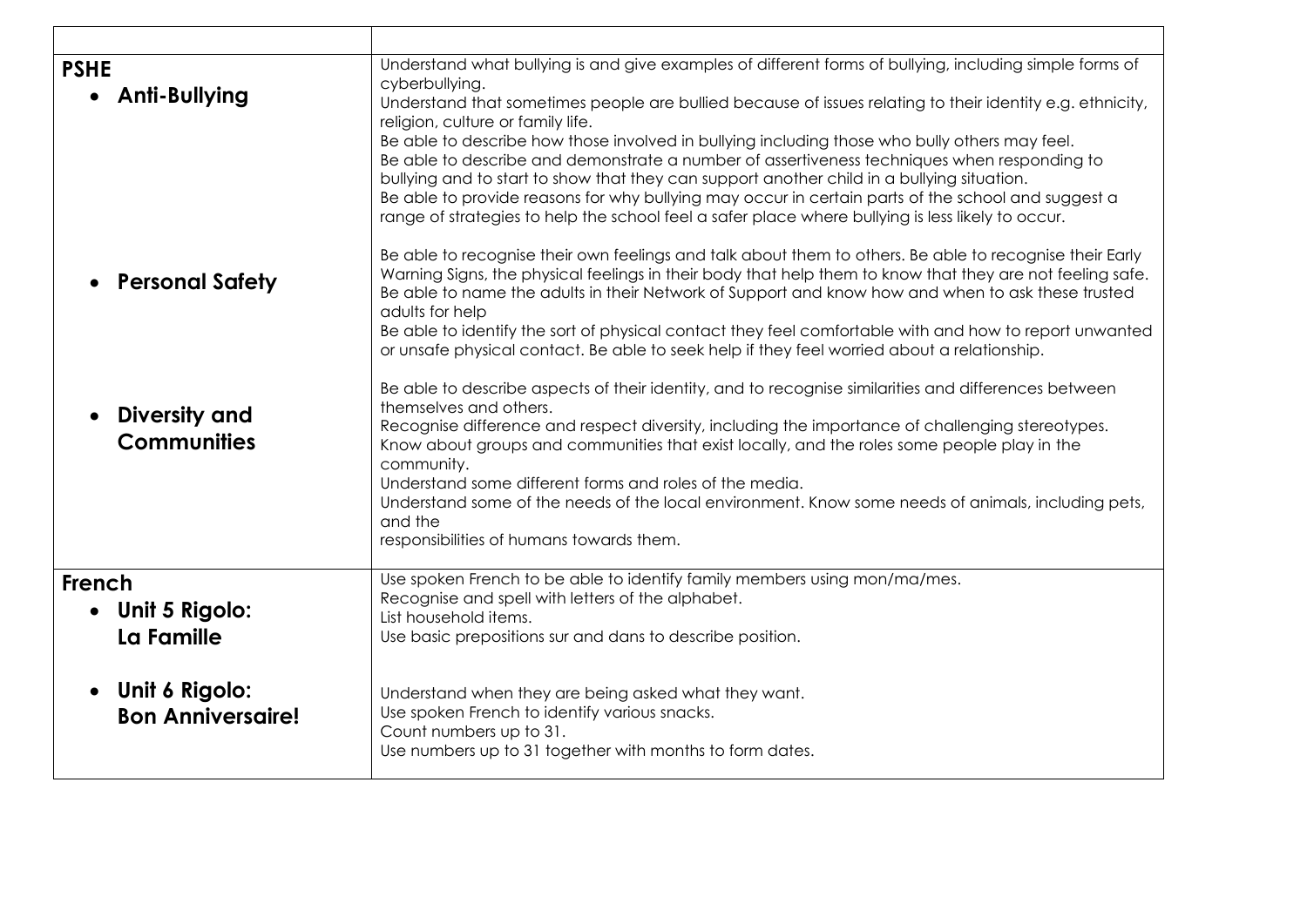| | |
|---|---|
| **PSHE**<br>• **Anti-Bullying** | Understand what bullying is and give examples of different forms of bullying, including simple forms of cyberbullying.<br>Understand that sometimes people are bullied because of issues relating to their identity e.g. ethnicity, religion, culture or family life.<br>Be able to describe how those involved in bullying including those who bully others may feel.<br>Be able to describe and demonstrate a number of assertiveness techniques when responding to bullying and to start to show that they can support another child in a bullying situation.<br>Be able to provide reasons for why bullying may occur in certain parts of the school and suggest a range of strategies to help the school feel a safer place where bullying is less likely to occur. |
| • **Personal Safety** | Be able to recognise their own feelings and talk about them to others. Be able to recognise their Early Warning Signs, the physical feelings in their body that help them to know that they are not feeling safe. Be able to name the adults in their Network of Support and know how and when to ask these trusted adults for help<br>Be able to identify the sort of physical contact they feel comfortable with and how to report unwanted or unsafe physical contact. Be able to seek help if they feel worried about a relationship. |
| • **Diversity and Communities** | Be able to describe aspects of their identity, and to recognise similarities and differences between themselves and others.<br>Recognise difference and respect diversity, including the importance of challenging stereotypes.<br>Know about groups and communities that exist locally, and the roles some people play in the community.<br>Understand some different forms and roles of the media.<br>Understand some of the needs of the local environment. Know some needs of animals, including pets, and the<br>responsibilities of humans towards them. |
| **French**<br>• **Unit 5 Rigolo: La Famille** | Use spoken French to be able to identify family members using mon/ma/mes.<br>Recognise and spell with letters of the alphabet.<br>List household items.<br>Use basic prepositions sur and dans to describe position. |
| • **Unit 6 Rigolo: Bon Anniversaire!** | Understand when they are being asked what they want.<br>Use spoken French to identify various snacks.<br>Count numbers up to 31.<br>Use numbers up to 31 together with months to form dates. |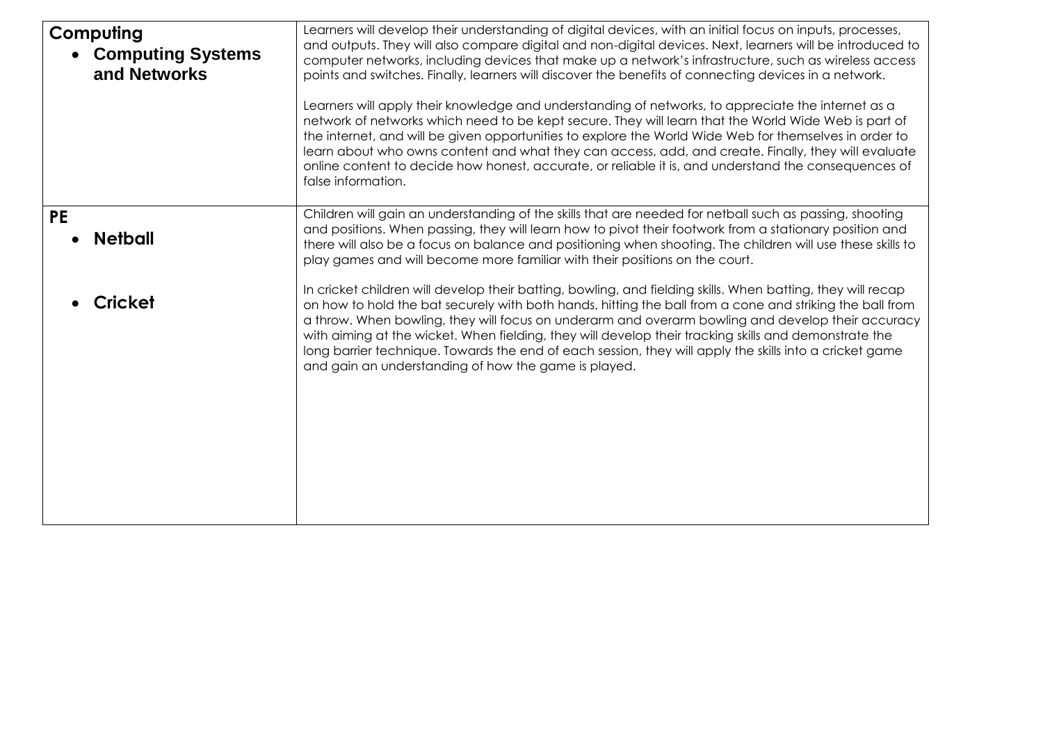| | |
|---|---|
| **Computing**<br>• **Computing Systems and Networks** | Learners will develop their understanding of digital devices, with an initial focus on inputs, processes, and outputs. They will also compare digital and non-digital devices. Next, learners will be introduced to computer networks, including devices that make up a network's infrastructure, such as wireless access points and switches. Finally, learners will discover the benefits of connecting devices in a network.<br><br>Learners will apply their knowledge and understanding of networks, to appreciate the internet as a network of networks which need to be kept secure. They will learn that the World Wide Web is part of the internet, and will be given opportunities to explore the World Wide Web for themselves in order to learn about who owns content and what they can access, add, and create. Finally, they will evaluate online content to decide how honest, accurate, or reliable it is, and understand the consequences of false information. |
| **PE**<br>• **Netball**<br><br>• **Cricket** | Children will gain an understanding of the skills that are needed for netball such as passing, shooting and positions. When passing, they will learn how to pivot their footwork from a stationary position and there will also be a focus on balance and positioning when shooting. The children will use these skills to play games and will become more familiar with their positions on the court.<br><br>In cricket children will develop their batting, bowling, and fielding skills. When batting, they will recap on how to hold the bat securely with both hands, hitting the ball from a cone and striking the ball from a throw. When bowling, they will focus on underarm and overarm bowling and develop their accuracy with aiming at the wicket. When fielding, they will develop their tracking skills and demonstrate the long barrier technique. Towards the end of each session, they will apply the skills into a cricket game and gain an understanding of how the game is played. |